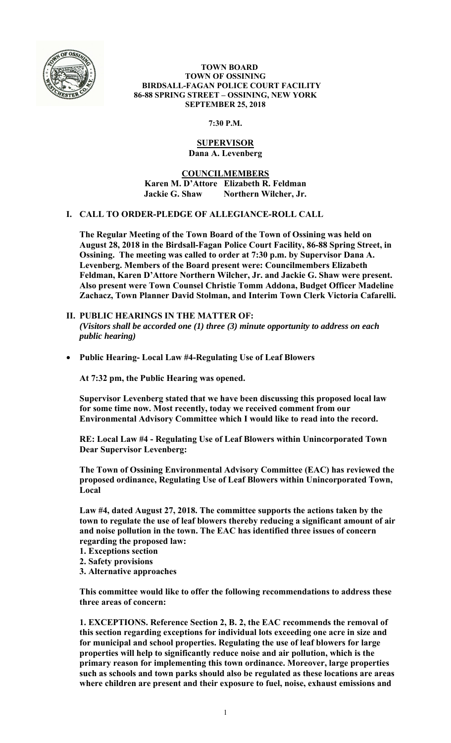**TOWN BOARD**
**TOWN OF OSSINING**
**BIRDSALL-FAGAN POLICE COURT FACILITY**
**86-88 SPRING STREET – OSSINING, NEW YORK**
**SEPTEMBER 25, 2018**

**7:30 P.M.**

**SUPERVISOR**
**Dana A. Levenberg**

**COUNCILMEMBERS**
**Karen M. D'Attore Elizabeth R. Feldman**
**Jackie G. Shaw Northern Wilcher, Jr.**

## I. CALL TO ORDER-PLEDGE OF ALLEGIANCE-ROLL CALL

**The Regular Meeting of the Town Board of the Town of Ossining was held on August 28, 2018 in the Birdsall-Fagan Police Court Facility, 86-88 Spring Street, in Ossining. The meeting was called to order at 7:30 p.m. by Supervisor Dana A. Levenberg. Members of the Board present were: Councilmembers Elizabeth Feldman, Karen D'Attore Northern Wilcher, Jr. and Jackie G. Shaw were present. Also present were Town Counsel Christie Tomm Addona, Budget Officer Madeline Zachacz, Town Planner David Stolman, and Interim Town Clerk Victoria Cafarelli.**

## II. PUBLIC HEARINGS IN THE MATTER OF:

***(Visitors shall be accorded one (1) three (3) minute opportunity to address on each public hearing)***

- **Public Hearing- Local Law #4-Regulating Use of Leaf Blowers**

**At 7:32 pm, the Public Hearing was opened.**

**Supervisor Levenberg stated that we have been discussing this proposed local law for some time now. Most recently, today we received comment from our Environmental Advisory Committee which I would like to read into the record.**

**RE: Local Law #4 - Regulating Use of Leaf Blowers within Unincorporated Town Dear Supervisor Levenberg:**

**The Town of Ossining Environmental Advisory Committee (EAC) has reviewed the proposed ordinance, Regulating Use of Leaf Blowers within Unincorporated Town, Local**

**Law #4, dated August 27, 2018. The committee supports the actions taken by the town to regulate the use of leaf blowers thereby reducing a significant amount of air and noise pollution in the town. The EAC has identified three issues of concern regarding the proposed law:**

**1. Exceptions section**
**2. Safety provisions**
**3. Alternative approaches**

**This committee would like to offer the following recommendations to address these three areas of concern:**

**1. EXCEPTIONS. Reference Section 2, B. 2, the EAC recommends the removal of this section regarding exceptions for individual lots exceeding one acre in size and for municipal and school properties. Regulating the use of leaf blowers for large properties will help to significantly reduce noise and air pollution, which is the primary reason for implementing this town ordinance. Moreover, large properties such as schools and town parks should also be regulated as these locations are areas where children are present and their exposure to fuel, noise, exhaust emissions and**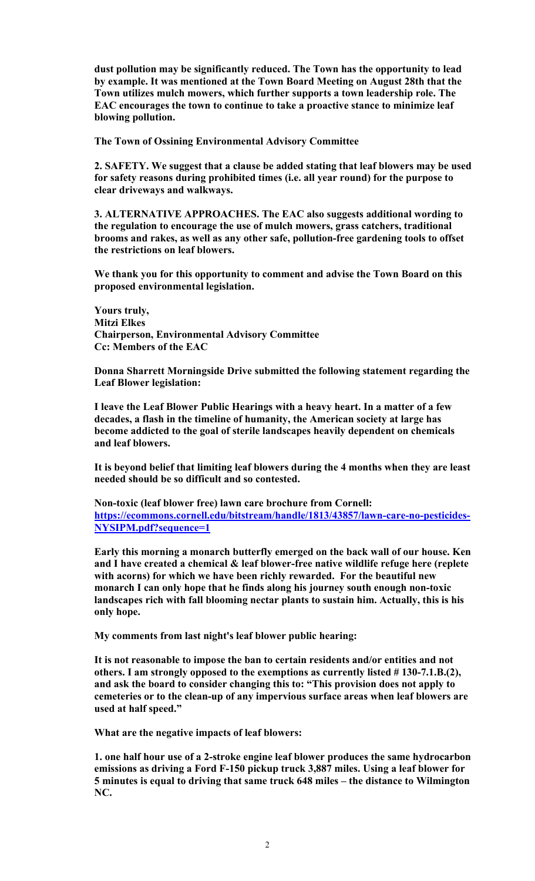**dust pollution may be significantly reduced. The Town has the opportunity to lead by example. It was mentioned at the Town Board Meeting on August 28th that the Town utilizes mulch mowers, which further supports a town leadership role. The EAC encourages the town to continue to take a proactive stance to minimize leaf blowing pollution.**

**The Town of Ossining Environmental Advisory Committee**

**2. SAFETY. We suggest that a clause be added stating that leaf blowers may be used for safety reasons during prohibited times (i.e. all year round) for the purpose to clear driveways and walkways.**

**3. ALTERNATIVE APPROACHES. The EAC also suggests additional wording to the regulation to encourage the use of mulch mowers, grass catchers, traditional brooms and rakes, as well as any other safe, pollution-free gardening tools to offset the restrictions on leaf blowers.**

**We thank you for this opportunity to comment and advise the Town Board on this proposed environmental legislation.**

**Yours truly,**
**Mitzi Elkes**
**Chairperson, Environmental Advisory Committee**
**Cc: Members of the EAC**

**Donna Sharrett Morningside Drive submitted the following statement regarding the Leaf Blower legislation:**

**I leave the Leaf Blower Public Hearings with a heavy heart. In a matter of a few decades, a flash in the timeline of humanity, the American society at large has become addicted to the goal of sterile landscapes heavily dependent on chemicals and leaf blowers.**

**It is beyond belief that limiting leaf blowers during the 4 months when they are least needed should be so difficult and so contested.**

**Non-toxic (leaf blower free) lawn care brochure from Cornell: [https://ecommons.cornell.edu/bitstream/handle/1813/43857/lawn-care-no-pesticides-NYSIPM.pdf?sequence=1](https://ecommons.cornell.edu/bitstream/handle/1813/43857/lawn-care-no-pesticides-NYSIPM.pdf?sequence=1)**

**Early this morning a monarch butterfly emerged on the back wall of our house. Ken and I have created a chemical & leaf blower-free native wildlife refuge here (replete with acorns) for which we have been richly rewarded. For the beautiful new monarch I can only hope that he finds along his journey south enough non-toxic landscapes rich with fall blooming nectar plants to sustain him. Actually, this is his only hope.**

**My comments from last night's leaf blower public hearing:**

**It is not reasonable to impose the ban to certain residents and/or entities and not others. I am strongly opposed to the exemptions as currently listed # 130-7.1.B.(2), and ask the board to consider changing this to: "This provision does not apply to cemeteries or to the clean-up of any impervious surface areas when leaf blowers are used at half speed."**

**What are the negative impacts of leaf blowers:**

**1. one half hour use of a 2-stroke engine leaf blower produces the same hydrocarbon emissions as driving a Ford F-150 pickup truck 3,887 miles. Using a leaf blower for 5 minutes is equal to driving that same truck 648 miles – the distance to Wilmington NC.**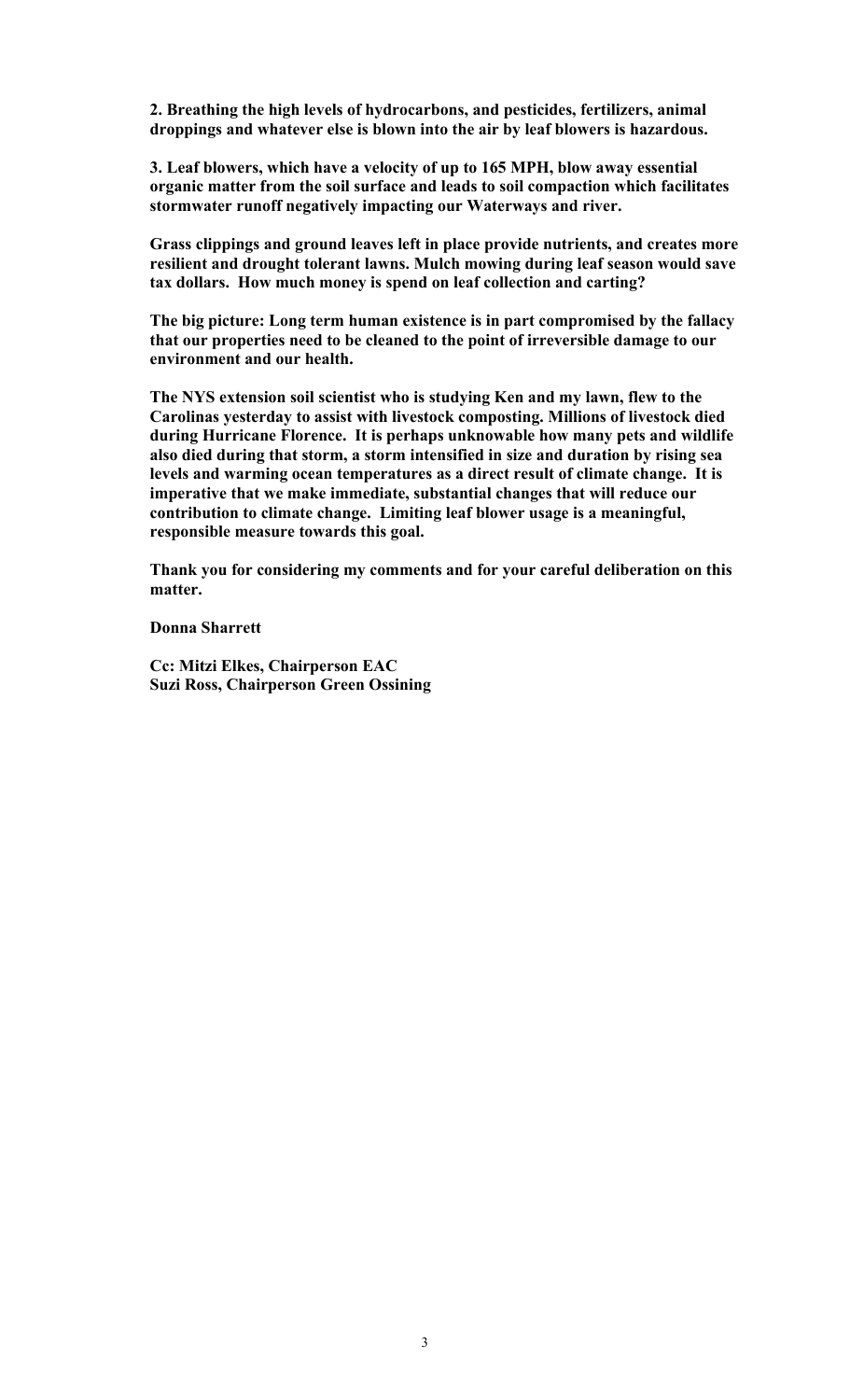**2. Breathing the high levels of hydrocarbons, and pesticides, fertilizers, animal droppings and whatever else is blown into the air by leaf blowers is hazardous.**

**3. Leaf blowers, which have a velocity of up to 165 MPH, blow away essential organic matter from the soil surface and leads to soil compaction which facilitates stormwater runoff negatively impacting our Waterways and river.**

**Grass clippings and ground leaves left in place provide nutrients, and creates more resilient and drought tolerant lawns. Mulch mowing during leaf season would save tax dollars. How much money is spend on leaf collection and carting?**

**The big picture: Long term human existence is in part compromised by the fallacy that our properties need to be cleaned to the point of irreversible damage to our environment and our health.**

**The NYS extension soil scientist who is studying Ken and my lawn, flew to the Carolinas yesterday to assist with livestock composting. Millions of livestock died during Hurricane Florence. It is perhaps unknowable how many pets and wildlife also died during that storm, a storm intensified in size and duration by rising sea levels and warming ocean temperatures as a direct result of climate change. It is imperative that we make immediate, substantial changes that will reduce our contribution to climate change. Limiting leaf blower usage is a meaningful, responsible measure towards this goal.**

**Thank you for considering my comments and for your careful deliberation on this matter.**

**Donna Sharrett**

**Cc: Mitzi Elkes, Chairperson EAC**
**Suzi Ross, Chairperson Green Ossining**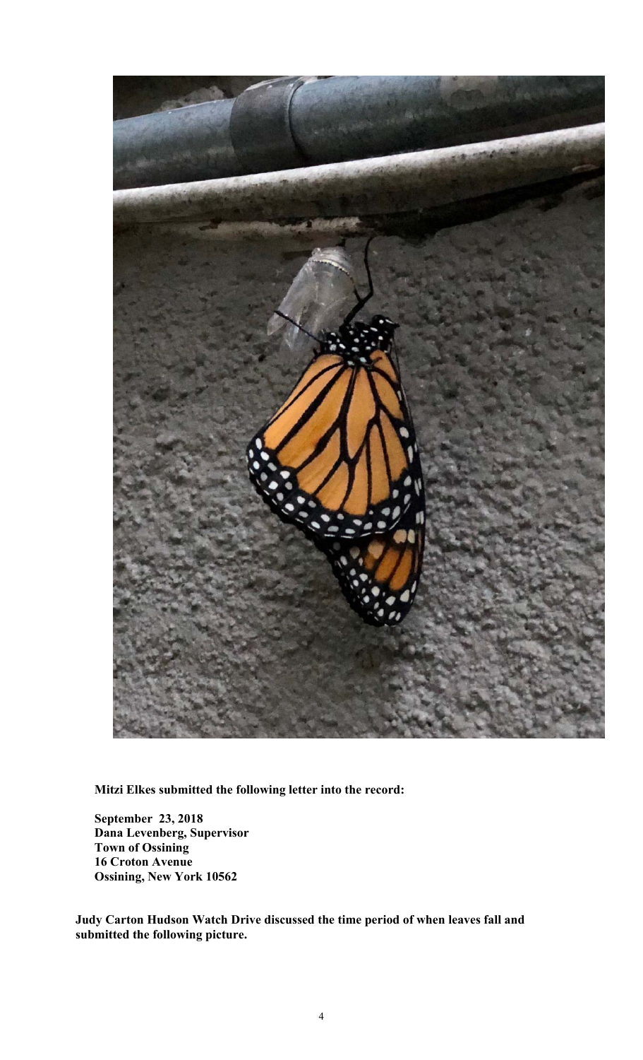**Mitzi Elkes submitted the following letter into the record:**

**September 23, 2018**
**Dana Levenberg, Supervisor**
**Town of Ossining**
**16 Croton Avenue**
**Ossining, New York 10562**

**Judy Carton Hudson Watch Drive discussed the time period of when leaves fall and submitted the following picture.**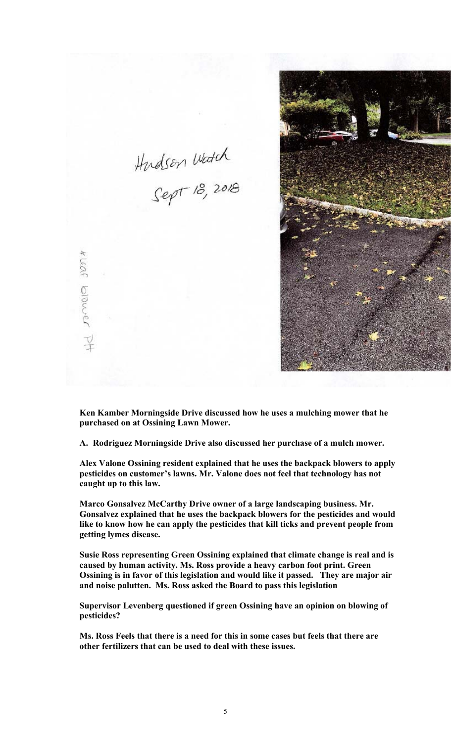Hudson Watch
Sept 18, 2018

H. mower blower PH

**Ken Kamber Morningside Drive discussed how he uses a mulching mower that he purchased on at Ossining Lawn Mower.**

**A. Rodriguez Morningside Drive also discussed her purchase of a mulch mower.**

**Alex Valone Ossining resident explained that he uses the backpack blowers to apply pesticides on customer's lawns. Mr. Valone does not feel that technology has not caught up to this law.**

**Marco Gonsalvez McCarthy Drive owner of a large landscaping business. Mr. Gonsalvez explained that he uses the backpack blowers for the pesticides and would like to know how he can apply the pesticides that kill ticks and prevent people from getting lymes disease.**

**Susie Ross representing Green Ossining explained that climate change is real and is caused by human activity. Ms. Ross provide a heavy carbon foot print. Green Ossining is in favor of this legislation and would like it passed. They are major air and noise palutten. Ms. Ross asked the Board to pass this legislation**

**Supervisor Levenberg questioned if green Ossining have an opinion on blowing of pesticides?**

**Ms. Ross Feels that there is a need for this in some cases but feels that there are other fertilizers that can be used to deal with these issues.**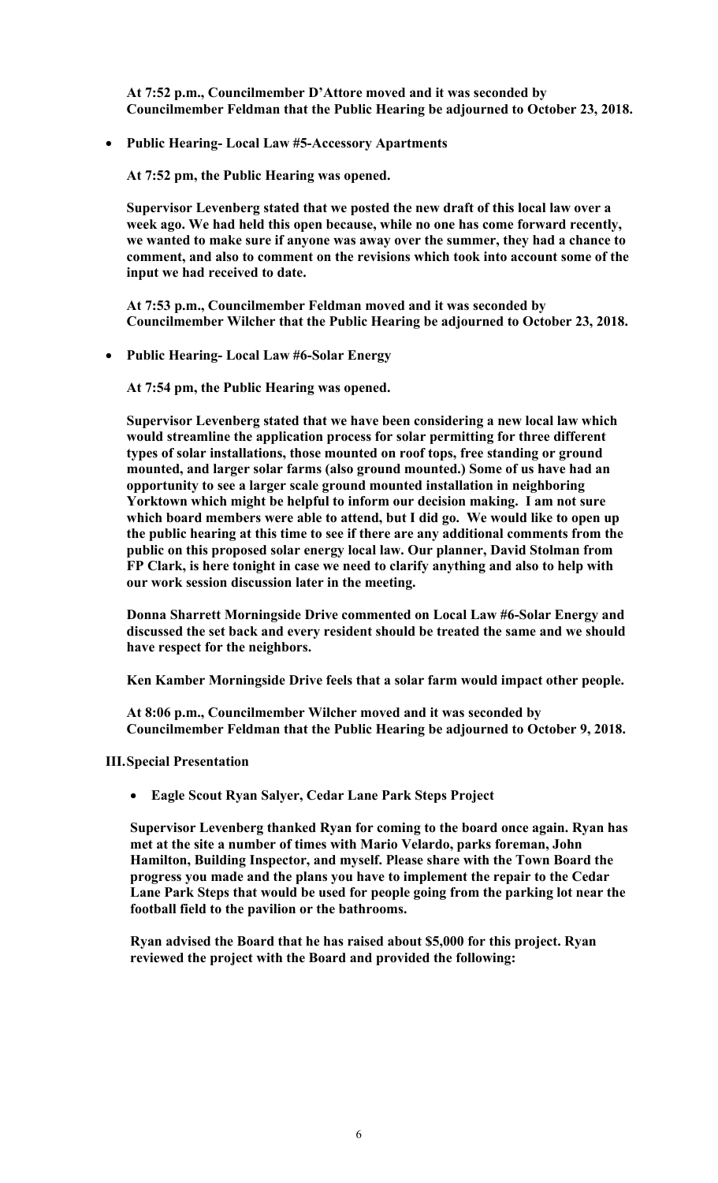**At 7:52 p.m., Councilmember D'Attore moved and it was seconded by Councilmember Feldman that the Public Hearing be adjourned to October 23, 2018.**

- **Public Hearing- Local Law #5-Accessory Apartments**

**At 7:52 pm, the Public Hearing was opened.**

**Supervisor Levenberg stated that we posted the new draft of this local law over a week ago. We had held this open because, while no one has come forward recently, we wanted to make sure if anyone was away over the summer, they had a chance to comment, and also to comment on the revisions which took into account some of the input we had received to date.**

**At 7:53 p.m., Councilmember Feldman moved and it was seconded by Councilmember Wilcher that the Public Hearing be adjourned to October 23, 2018.**

- **Public Hearing- Local Law #6-Solar Energy**

**At 7:54 pm, the Public Hearing was opened.**

**Supervisor Levenberg stated that we have been considering a new local law which would streamline the application process for solar permitting for three different types of solar installations, those mounted on roof tops, free standing or ground mounted, and larger solar farms (also ground mounted.) Some of us have had an opportunity to see a larger scale ground mounted installation in neighboring Yorktown which might be helpful to inform our decision making. I am not sure which board members were able to attend, but I did go. We would like to open up the public hearing at this time to see if there are any additional comments from the public on this proposed solar energy local law. Our planner, David Stolman from FP Clark, is here tonight in case we need to clarify anything and also to help with our work session discussion later in the meeting.**

**Donna Sharrett Morningside Drive commented on Local Law #6-Solar Energy and discussed the set back and every resident should be treated the same and we should have respect for the neighbors.**

**Ken Kamber Morningside Drive feels that a solar farm would impact other people.**

**At 8:06 p.m., Councilmember Wilcher moved and it was seconded by Councilmember Feldman that the Public Hearing be adjourned to October 9, 2018.**

## III. Special Presentation

- **Eagle Scout Ryan Salyer, Cedar Lane Park Steps Project**

**Supervisor Levenberg thanked Ryan for coming to the board once again. Ryan has met at the site a number of times with Mario Velardo, parks foreman, John Hamilton, Building Inspector, and myself. Please share with the Town Board the progress you made and the plans you have to implement the repair to the Cedar Lane Park Steps that would be used for people going from the parking lot near the football field to the pavilion or the bathrooms.**

**Ryan advised the Board that he has raised about $5,000 for this project. Ryan reviewed the project with the Board and provided the following:**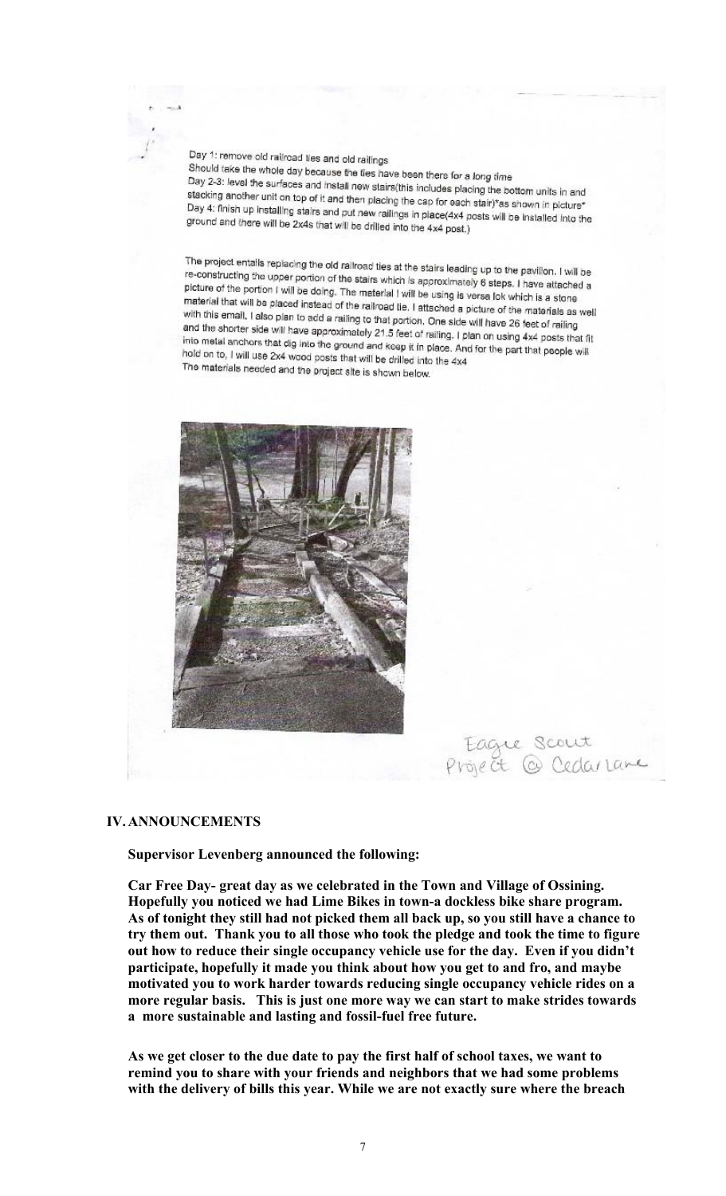Day 1: remove old railroad ties and old railings
Should take the whole day because the ties have been there for a long time
Day 2-3: level the surfaces and install new stairs(this includes placing the bottom units in and stacking another unit on top of it and then placing the cap for each stair)*as shown in picture*
Day 4: finish up installing stairs and put new railings in place(4x4 posts will be installed into the ground and there will be 2x4s that will be drilled into the 4x4 post.)

The project entails replacing the old railroad ties at the stairs leading up to the pavilion. I will be re-constructing the upper portion of the stairs which is approximately 6 steps. I have attached a picture of the portion I will be doing. The material I will be using is versa lok which is a stone material that will be placed instead of the railroad tie. I attached a picture of the materials as well with this email. I also plan to add a railing to that portion. One side will have 26 feet of railing and the shorter side will have approximately 21.5 feet of railing. I plan on using 4x4 posts that fit into metal anchors that dig into the ground and keep it in place. And for the part that people will hold on to, I will use 2x4 wood posts that will be drilled into the 4x4
The materials needed and the project site is shown below.

Eagle Scout
Project @ Cedar Lane

## IV. ANNOUNCEMENTS

**Supervisor Levenberg announced the following:**

**Car Free Day- great day as we celebrated in the Town and Village of Ossining. Hopefully you noticed we had Lime Bikes in town-a dockless bike share program. As of tonight they still had not picked them all back up, so you still have a chance to try them out. Thank you to all those who took the pledge and took the time to figure out how to reduce their single occupancy vehicle use for the day. Even if you didn't participate, hopefully it made you think about how you get to and fro, and maybe motivated you to work harder towards reducing single occupancy vehicle rides on a more regular basis. This is just one more way we can start to make strides towards a more sustainable and lasting and fossil-fuel free future.**

**As we get closer to the due date to pay the first half of school taxes, we want to remind you to share with your friends and neighbors that we had some problems with the delivery of bills this year. While we are not exactly sure where the breach**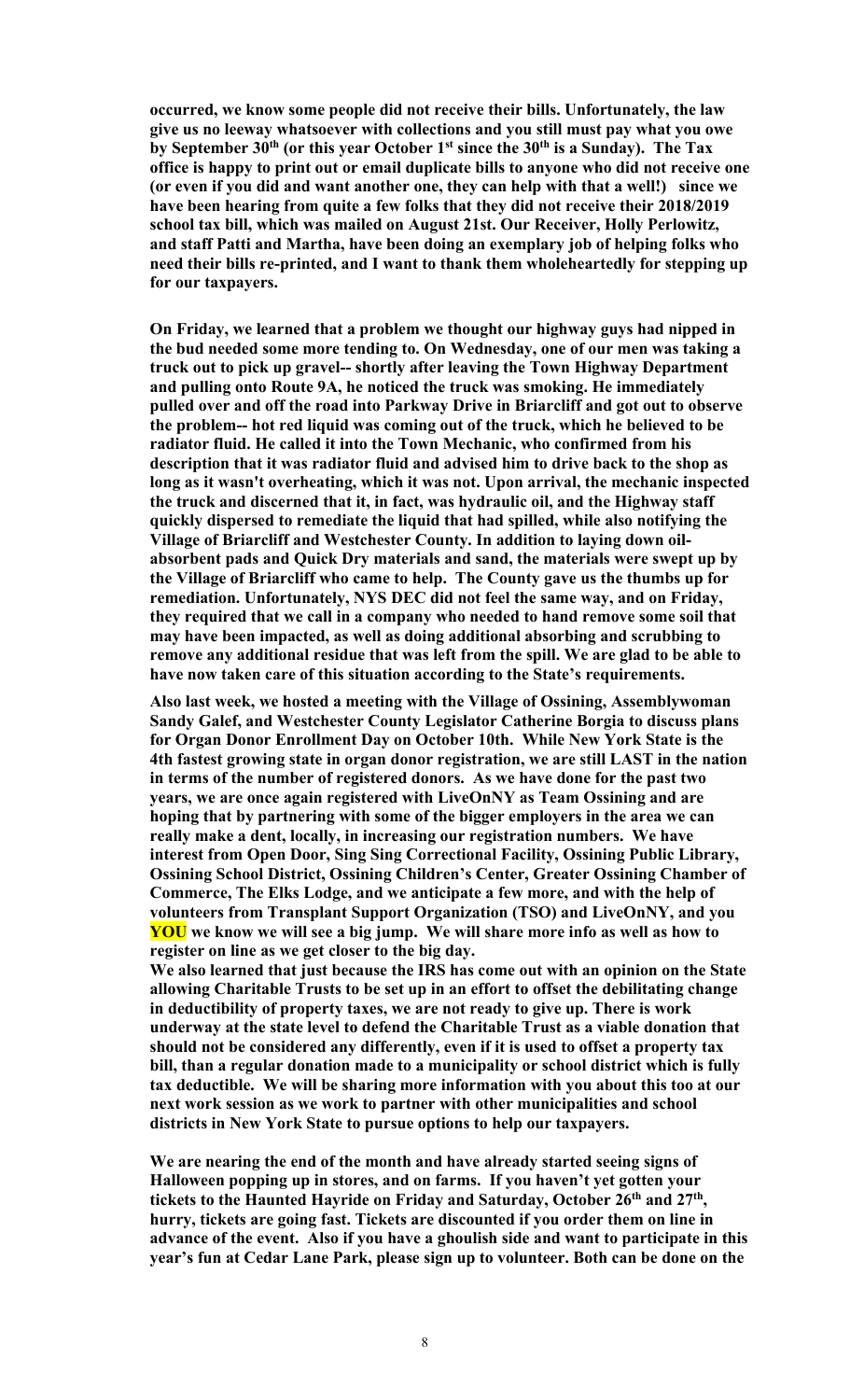**occurred, we know some people did not receive their bills. Unfortunately, the law give us no leeway whatsoever with collections and you still must pay what you owe by September 30th (or this year October 1st since the 30th is a Sunday). The Tax office is happy to print out or email duplicate bills to anyone who did not receive one (or even if you did and want another one, they can help with that a well!) since we have been hearing from quite a few folks that they did not receive their 2018/2019 school tax bill, which was mailed on August 21st. Our Receiver, Holly Perlowitz, and staff Patti and Martha, have been doing an exemplary job of helping folks who need their bills re-printed, and I want to thank them wholeheartedly for stepping up for our taxpayers.**

**On Friday, we learned that a problem we thought our highway guys had nipped in the bud needed some more tending to. On Wednesday, one of our men was taking a truck out to pick up gravel-- shortly after leaving the Town Highway Department and pulling onto Route 9A, he noticed the truck was smoking. He immediately pulled over and off the road into Parkway Drive in Briarcliff and got out to observe the problem-- hot red liquid was coming out of the truck, which he believed to be radiator fluid. He called it into the Town Mechanic, who confirmed from his description that it was radiator fluid and advised him to drive back to the shop as long as it wasn't overheating, which it was not. Upon arrival, the mechanic inspected the truck and discerned that it, in fact, was hydraulic oil, and the Highway staff quickly dispersed to remediate the liquid that had spilled, while also notifying the Village of Briarcliff and Westchester County. In addition to laying down oil-absorbent pads and Quick Dry materials and sand, the materials were swept up by the Village of Briarcliff who came to help. The County gave us the thumbs up for remediation. Unfortunately, NYS DEC did not feel the same way, and on Friday, they required that we call in a company who needed to hand remove some soil that may have been impacted, as well as doing additional absorbing and scrubbing to remove any additional residue that was left from the spill. We are glad to be able to have now taken care of this situation according to the State's requirements.**

**Also last week, we hosted a meeting with the Village of Ossining, Assemblywoman Sandy Galef, and Westchester County Legislator Catherine Borgia to discuss plans for Organ Donor Enrollment Day on October 10th. While New York State is the 4th fastest growing state in organ donor registration, we are still LAST in the nation in terms of the number of registered donors. As we have done for the past two years, we are once again registered with LiveOnNY as Team Ossining and are hoping that by partnering with some of the bigger employers in the area we can really make a dent, locally, in increasing our registration numbers. We have interest from Open Door, Sing Sing Correctional Facility, Ossining Public Library, Ossining School District, Ossining Children's Center, Greater Ossining Chamber of Commerce, The Elks Lodge, and we anticipate a few more, and with the help of volunteers from Transplant Support Organization (TSO) and LiveOnNY, and you YOU we know we will see a big jump. We will share more info as well as how to register on line as we get closer to the big day.**

**We also learned that just because the IRS has come out with an opinion on the State allowing Charitable Trusts to be set up in an effort to offset the debilitating change in deductibility of property taxes, we are not ready to give up. There is work underway at the state level to defend the Charitable Trust as a viable donation that should not be considered any differently, even if it is used to offset a property tax bill, than a regular donation made to a municipality or school district which is fully tax deductible. We will be sharing more information with you about this too at our next work session as we work to partner with other municipalities and school districts in New York State to pursue options to help our taxpayers.**

**We are nearing the end of the month and have already started seeing signs of Halloween popping up in stores, and on farms. If you haven't yet gotten your tickets to the Haunted Hayride on Friday and Saturday, October 26th and 27th, hurry, tickets are going fast. Tickets are discounted if you order them on line in advance of the event. Also if you have a ghoulish side and want to participate in this year's fun at Cedar Lane Park, please sign up to volunteer. Both can be done on the**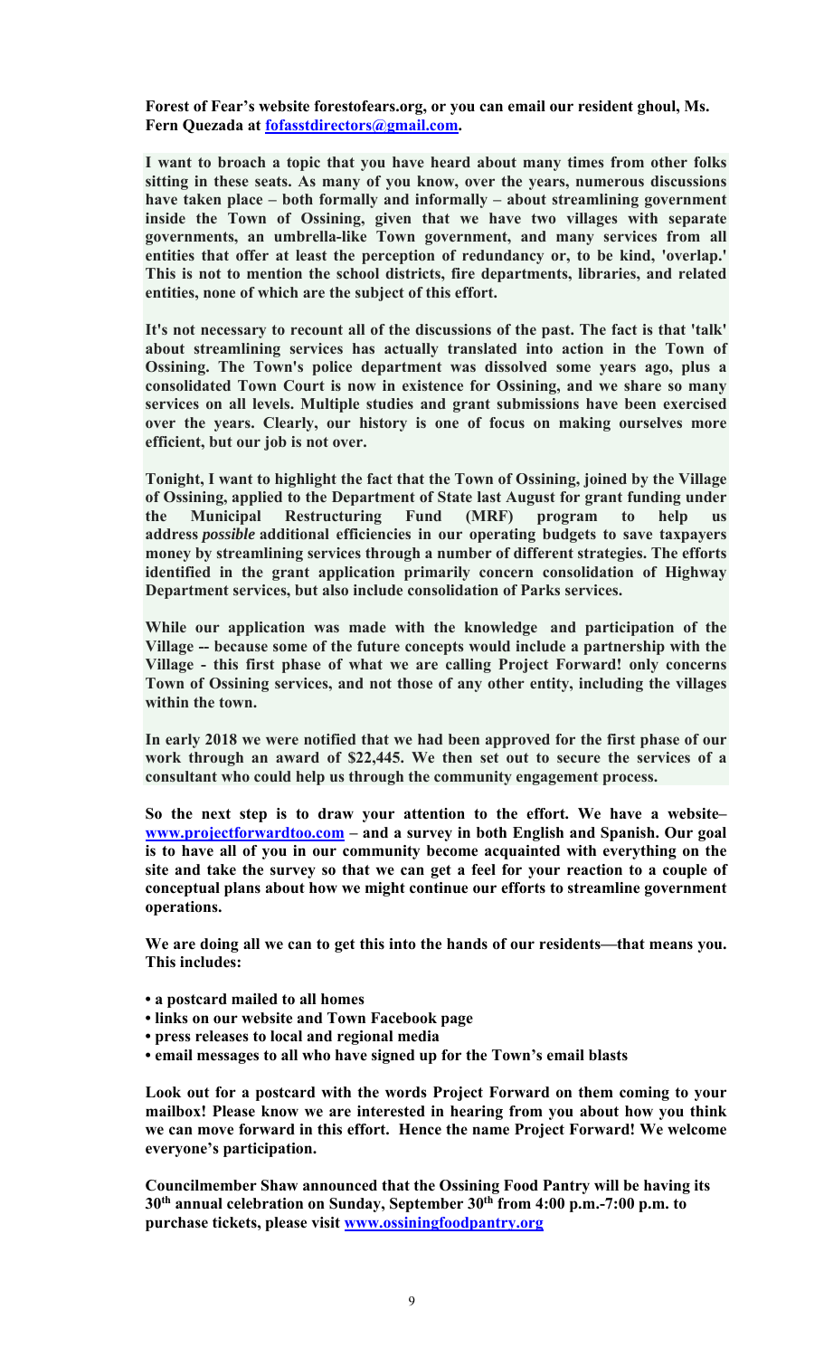**Forest of Fear's website forestofears.org, or you can email our resident ghoul, Ms. Fern Quezada at fofasstdirectors@gmail.com.**

**I want to broach a topic that you have heard about many times from other folks sitting in these seats. As many of you know, over the years, numerous discussions have taken place – both formally and informally – about streamlining government inside the Town of Ossining, given that we have two villages with separate governments, an umbrella-like Town government, and many services from all entities that offer at least the perception of redundancy or, to be kind, 'overlap.' This is not to mention the school districts, fire departments, libraries, and related entities, none of which are the subject of this effort.**

**It's not necessary to recount all of the discussions of the past. The fact is that 'talk' about streamlining services has actually translated into action in the Town of Ossining. The Town's police department was dissolved some years ago, plus a consolidated Town Court is now in existence for Ossining, and we share so many services on all levels. Multiple studies and grant submissions have been exercised over the years. Clearly, our history is one of focus on making ourselves more efficient, but our job is not over.**

**Tonight, I want to highlight the fact that the Town of Ossining, joined by the Village of Ossining, applied to the Department of State last August for grant funding under the Municipal Restructuring Fund (MRF) program to help us address *possible* additional efficiencies in our operating budgets to save taxpayers money by streamlining services through a number of different strategies. The efforts identified in the grant application primarily concern consolidation of Highway Department services, but also include consolidation of Parks services.**

**While our application was made with the knowledge and participation of the Village -- because some of the future concepts would include a partnership with the Village - this first phase of what we are calling Project Forward! only concerns Town of Ossining services, and not those of any other entity, including the villages within the town.**

**In early 2018 we were notified that we had been approved for the first phase of our work through an award of $22,445. We then set out to secure the services of a consultant who could help us through the community engagement process.**

**So the next step is to draw your attention to the effort. We have a website– www.projectforwardtoo.com – and a survey in both English and Spanish. Our goal is to have all of you in our community become acquainted with everything on the site and take the survey so that we can get a feel for your reaction to a couple of conceptual plans about how we might continue our efforts to streamline government operations.**

**We are doing all we can to get this into the hands of our residents—that means you. This includes:**

- **a postcard mailed to all homes**
- **links on our website and Town Facebook page**
- **press releases to local and regional media**
- **email messages to all who have signed up for the Town's email blasts**

**Look out for a postcard with the words Project Forward on them coming to your mailbox! Please know we are interested in hearing from you about how you think we can move forward in this effort. Hence the name Project Forward! We welcome everyone's participation.**

**Councilmember Shaw announced that the Ossining Food Pantry will be having its 30th annual celebration on Sunday, September 30th from 4:00 p.m.-7:00 p.m. to purchase tickets, please visit www.ossiningfoodpantry.org**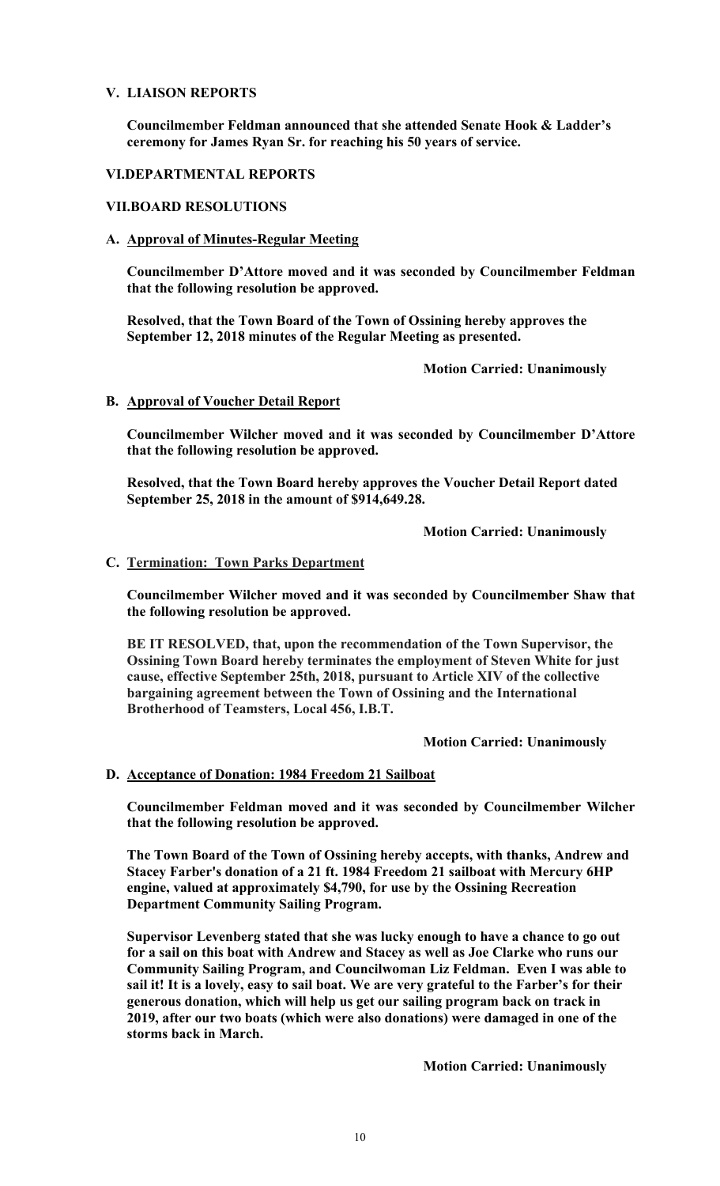## V. LIAISON REPORTS

**Councilmember Feldman announced that she attended Senate Hook & Ladder's ceremony for James Ryan Sr. for reaching his 50 years of service.**

## VI.DEPARTMENTAL REPORTS

## VII.BOARD RESOLUTIONS

### A. Approval of Minutes-Regular Meeting

**Councilmember D'Attore moved and it was seconded by Councilmember Feldman that the following resolution be approved.**

**Resolved, that the Town Board of the Town of Ossining hereby approves the September 12, 2018 minutes of the Regular Meeting as presented.**

**Motion Carried: Unanimously**

### B. Approval of Voucher Detail Report

**Councilmember Wilcher moved and it was seconded by Councilmember D'Attore that the following resolution be approved.**

**Resolved, that the Town Board hereby approves the Voucher Detail Report dated September 25, 2018 in the amount of $914,649.28.**

**Motion Carried: Unanimously**

### C. Termination: Town Parks Department

**Councilmember Wilcher moved and it was seconded by Councilmember Shaw that the following resolution be approved.**

**BE IT RESOLVED, that, upon the recommendation of the Town Supervisor, the Ossining Town Board hereby terminates the employment of Steven White for just cause, effective September 25th, 2018, pursuant to Article XIV of the collective bargaining agreement between the Town of Ossining and the International Brotherhood of Teamsters, Local 456, I.B.T.**

**Motion Carried: Unanimously**

### D. Acceptance of Donation: 1984 Freedom 21 Sailboat

**Councilmember Feldman moved and it was seconded by Councilmember Wilcher that the following resolution be approved.**

**The Town Board of the Town of Ossining hereby accepts, with thanks, Andrew and Stacey Farber's donation of a 21 ft. 1984 Freedom 21 sailboat with Mercury 6HP engine, valued at approximately $4,790, for use by the Ossining Recreation Department Community Sailing Program.**

**Supervisor Levenberg stated that she was lucky enough to have a chance to go out for a sail on this boat with Andrew and Stacey as well as Joe Clarke who runs our Community Sailing Program, and Councilwoman Liz Feldman. Even I was able to sail it! It is a lovely, easy to sail boat. We are very grateful to the Farber's for their generous donation, which will help us get our sailing program back on track in 2019, after our two boats (which were also donations) were damaged in one of the storms back in March.**

**Motion Carried: Unanimously**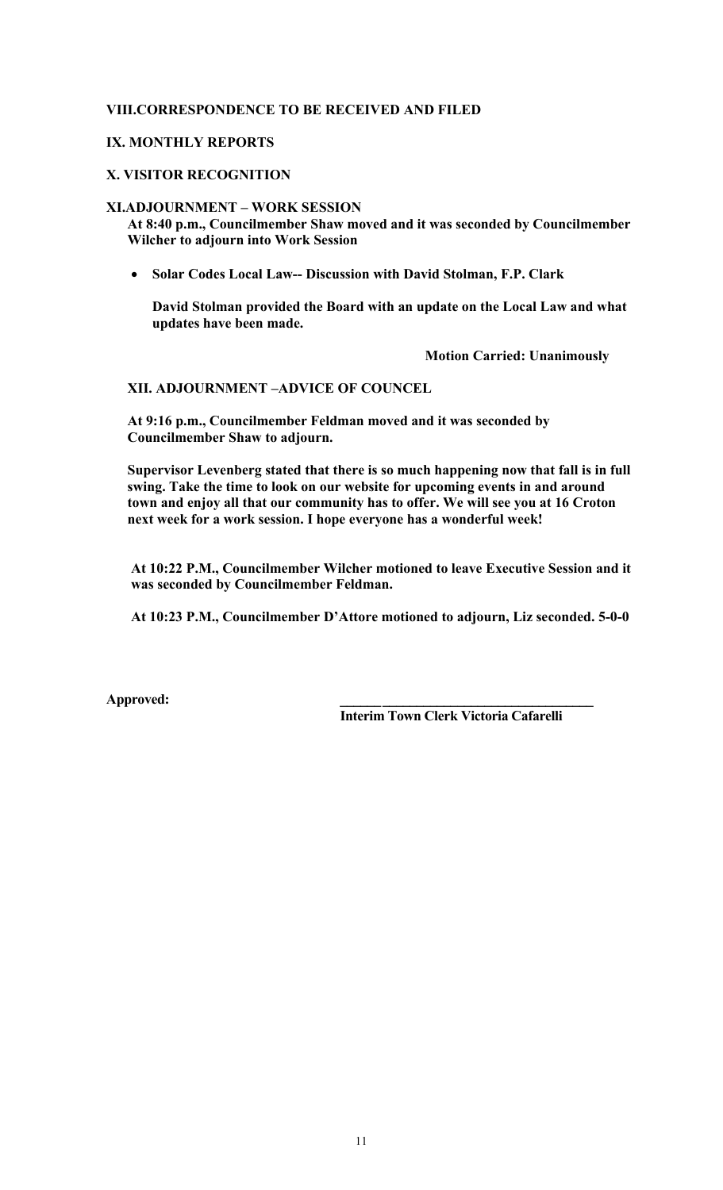**VIII.CORRESPONDENCE TO BE RECEIVED AND FILED**

**IX. MONTHLY REPORTS**

**X. VISITOR RECOGNITION**

**XI.ADJOURNMENT – WORK SESSION**

**At 8:40 p.m., Councilmember Shaw moved and it was seconded by Councilmember Wilcher to adjourn into Work Session**

- **Solar Codes Local Law-- Discussion with David Stolman, F.P. Clark**

**David Stolman provided the Board with an update on the Local Law and what updates have been made.**

**Motion Carried: Unanimously**

**XII. ADJOURNMENT –ADVICE OF COUNCEL**

**At 9:16 p.m., Councilmember Feldman moved and it was seconded by Councilmember Shaw to adjourn.**

**Supervisor Levenberg stated that there is so much happening now that fall is in full swing. Take the time to look on our website for upcoming events in and around town and enjoy all that our community has to offer. We will see you at 16 Croton next week for a work session. I hope everyone has a wonderful week!**

**At 10:22 P.M., Councilmember Wilcher motioned to leave Executive Session and it was seconded by Councilmember Feldman.**

**At 10:23 P.M., Councilmember D'Attore motioned to adjourn, Liz seconded. 5-0-0**

**Approved:** \_\_\_\_\_\_\_\_\_\_\_\_\_\_\_\_\_\_\_\_\_\_\_\_\_\_\_\_\_\_\_\_\_\_\_\_\_\_

**Interim Town Clerk Victoria Cafarelli**